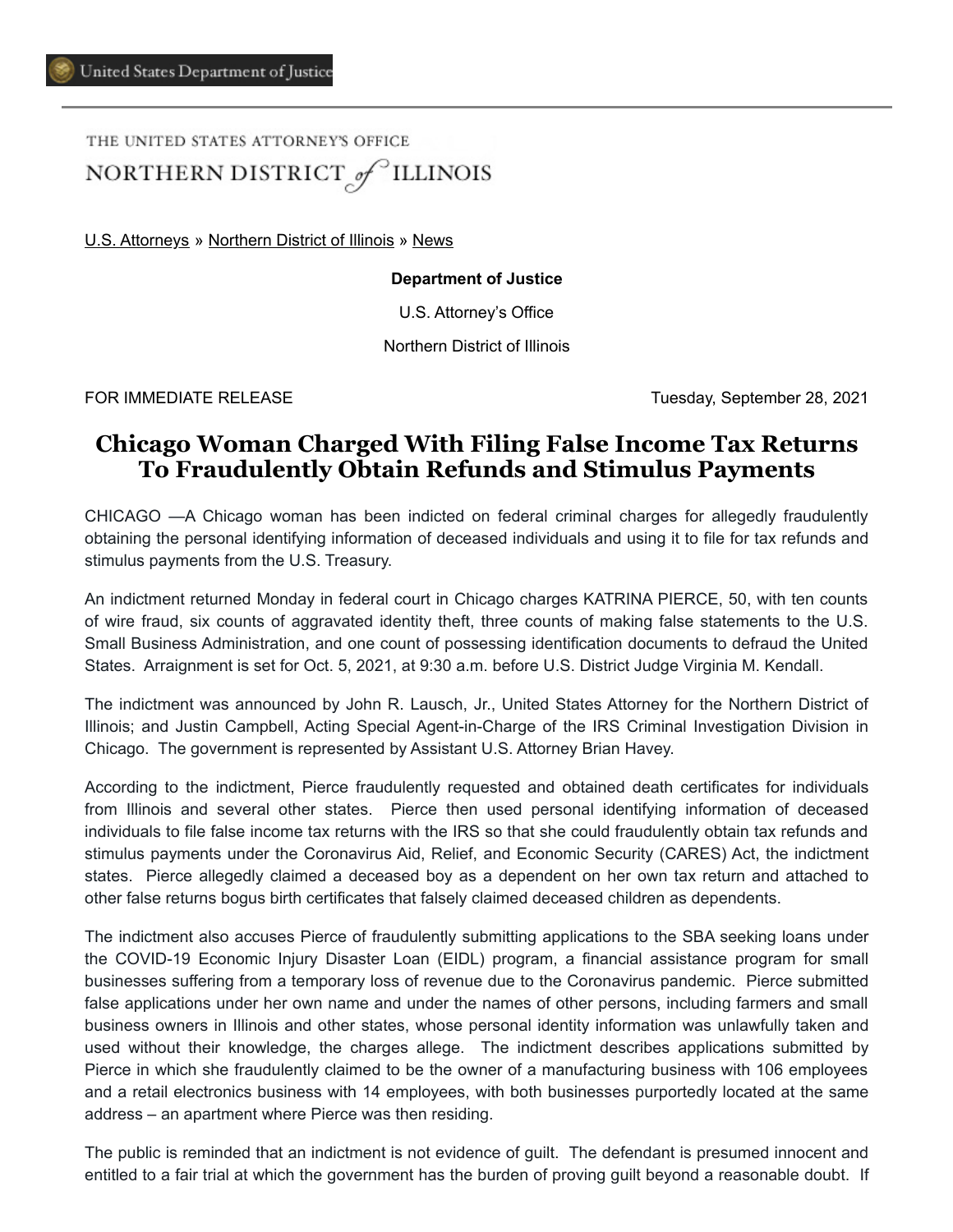United States Department of Justice

THE UNITED STATES ATTORNEY'S OFFICE
NORTHERN DISTRICT of ILLINOIS

U.S. Attorneys » Northern District of Illinois » News

**Department of Justice**

U.S. Attorney's Office

Northern District of Illinois

FOR IMMEDIATE RELEASE Tuesday, September 28, 2021

# Chicago Woman Charged With Filing False Income Tax Returns To Fraudulently Obtain Refunds and Stimulus Payments

CHICAGO —A Chicago woman has been indicted on federal criminal charges for allegedly fraudulently obtaining the personal identifying information of deceased individuals and using it to file for tax refunds and stimulus payments from the U.S. Treasury.

An indictment returned Monday in federal court in Chicago charges KATRINA PIERCE, 50, with ten counts of wire fraud, six counts of aggravated identity theft, three counts of making false statements to the U.S. Small Business Administration, and one count of possessing identification documents to defraud the United States. Arraignment is set for Oct. 5, 2021, at 9:30 a.m. before U.S. District Judge Virginia M. Kendall.

The indictment was announced by John R. Lausch, Jr., United States Attorney for the Northern District of Illinois; and Justin Campbell, Acting Special Agent-in-Charge of the IRS Criminal Investigation Division in Chicago. The government is represented by Assistant U.S. Attorney Brian Havey.

According to the indictment, Pierce fraudulently requested and obtained death certificates for individuals from Illinois and several other states. Pierce then used personal identifying information of deceased individuals to file false income tax returns with the IRS so that she could fraudulently obtain tax refunds and stimulus payments under the Coronavirus Aid, Relief, and Economic Security (CARES) Act, the indictment states. Pierce allegedly claimed a deceased boy as a dependent on her own tax return and attached to other false returns bogus birth certificates that falsely claimed deceased children as dependents.

The indictment also accuses Pierce of fraudulently submitting applications to the SBA seeking loans under the COVID-19 Economic Injury Disaster Loan (EIDL) program, a financial assistance program for small businesses suffering from a temporary loss of revenue due to the Coronavirus pandemic. Pierce submitted false applications under her own name and under the names of other persons, including farmers and small business owners in Illinois and other states, whose personal identity information was unlawfully taken and used without their knowledge, the charges allege. The indictment describes applications submitted by Pierce in which she fraudulently claimed to be the owner of a manufacturing business with 106 employees and a retail electronics business with 14 employees, with both businesses purportedly located at the same address – an apartment where Pierce was then residing.

The public is reminded that an indictment is not evidence of guilt. The defendant is presumed innocent and entitled to a fair trial at which the government has the burden of proving guilt beyond a reasonable doubt. If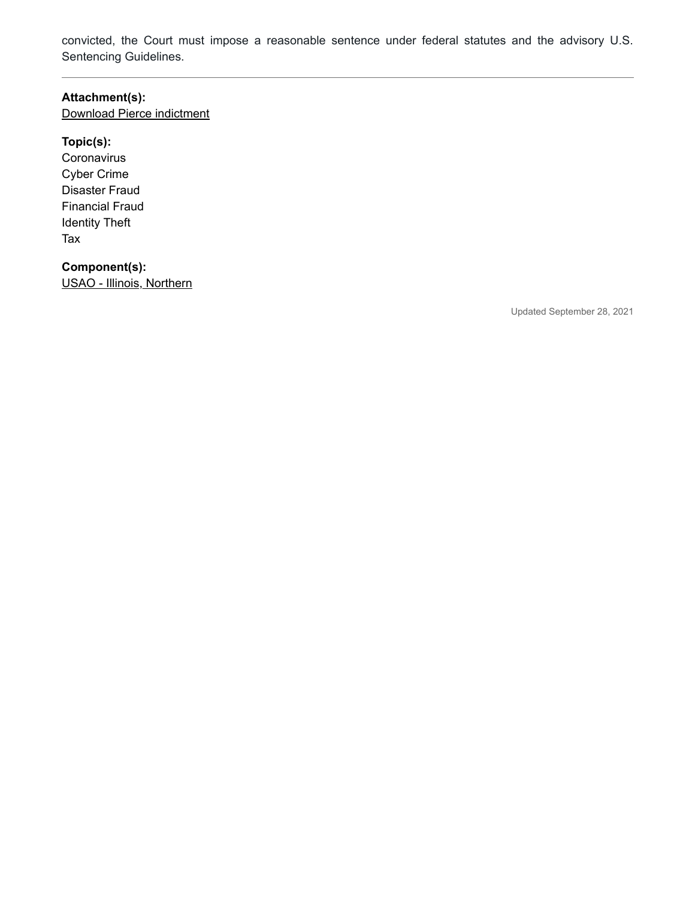convicted, the Court must impose a reasonable sentence under federal statutes and the advisory U.S. Sentencing Guidelines.

---

**Attachment(s):**
Download Pierce indictment

**Topic(s):**
Coronavirus
Cyber Crime
Disaster Fraud
Financial Fraud
Identity Theft
Tax

**Component(s):**
USAO - Illinois, Northern

Updated September 28, 2021